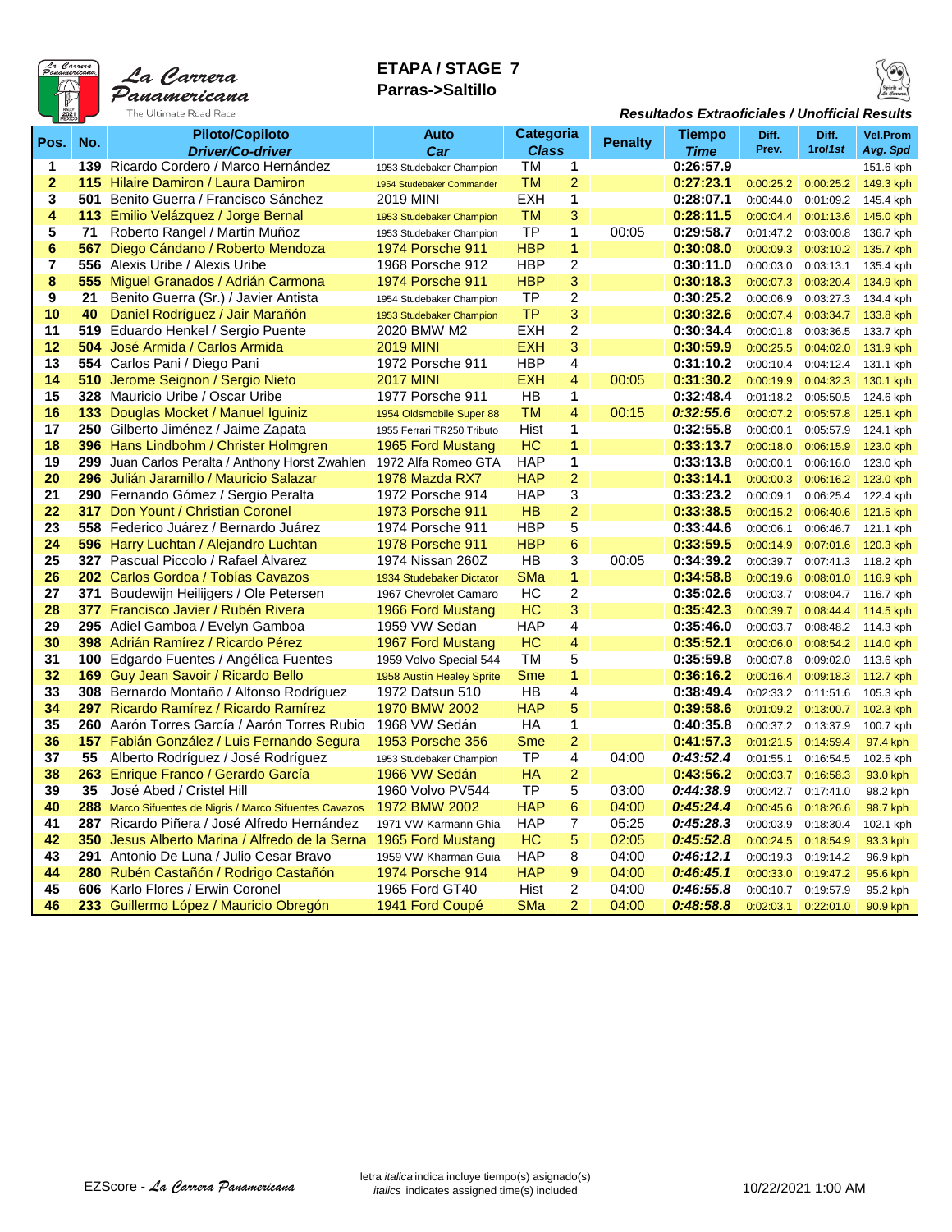La Carrera Panamericana
The Ultimate Road Race

# ETAPA / STAGE 7
## Parras->Saltillo

*Resultados Extraoficiales / Unofficial Results*

| Pos. | No. | Piloto/Copiloto *Driver/Co-driver* | Auto *Car* | Categoria *Class* | | Penalty | Tiempo *Time* | Diff. Prev. | Diff. 1ro/*1st* | Vel.Prom *Avg. Spd* |
|---|---|---|---|---|---|---|---|---|---|---|
| 1 | 139 | Ricardo Cordero / Marco Hernández | 1953 Studebaker Champion | TM | 1 | | 0:26:57.9 | | | 151.6 kph |
| 2 | 115 | Hilaire Damiron / Laura Damiron | 1954 Studebaker Commander | TM | 2 | | 0:27:23.1 | 0:00:25.2 | 0:00:25.2 | 149.3 kph |
| 3 | 501 | Benito Guerra / Francisco Sánchez | 2019 MINI | EXH | 1 | | 0:28:07.1 | 0:00:44.0 | 0:01:09.2 | 145.4 kph |
| 4 | 113 | Emilio Velázquez / Jorge Bernal | 1953 Studebaker Champion | TM | 3 | | 0:28:11.5 | 0:00:04.4 | 0:01:13.6 | 145.0 kph |
| 5 | 71 | Roberto Rangel / Martin Muñoz | 1953 Studebaker Champion | TP | 1 | 00:05 | 0:29:58.7 | 0:01:47.2 | 0:03:00.8 | 136.7 kph |
| 6 | 567 | Diego Cándano / Roberto Mendoza | 1974 Porsche 911 | HBP | 1 | | 0:30:08.0 | 0:00:09.3 | 0:03:10.2 | 135.7 kph |
| 7 | 556 | Alexis Uribe / Alexis Uribe | 1968 Porsche 912 | HBP | 2 | | 0:30:11.0 | 0:00:03.0 | 0:03:13.1 | 135.4 kph |
| 8 | 555 | Miguel Granados / Adrián Carmona | 1974 Porsche 911 | HBP | 3 | | 0:30:18.3 | 0:00:07.3 | 0:03:20.4 | 134.9 kph |
| 9 | 21 | Benito Guerra (Sr.) / Javier Antista | 1954 Studebaker Champion | TP | 2 | | 0:30:25.2 | 0:00:06.9 | 0:03:27.3 | 134.4 kph |
| 10 | 40 | Daniel Rodríguez / Jair Marañón | 1953 Studebaker Champion | TP | 3 | | 0:30:32.6 | 0:00:07.4 | 0:03:34.7 | 133.8 kph |
| 11 | 519 | Eduardo Henkel / Sergio Puente | 2020 BMW M2 | EXH | 2 | | 0:30:34.4 | 0:00:01.8 | 0:03:36.5 | 133.7 kph |
| 12 | 504 | José Armida / Carlos Armida | 2019 MINI | EXH | 3 | | 0:30:59.9 | 0:00:25.5 | 0:04:02.0 | 131.9 kph |
| 13 | 554 | Carlos Pani / Diego Pani | 1972 Porsche 911 | HBP | 4 | | 0:31:10.2 | 0:00:10.4 | 0:04:12.4 | 131.1 kph |
| 14 | 510 | Jerome Seignon / Sergio Nieto | 2017 MINI | EXH | 4 | 00:05 | 0:31:30.2 | 0:00:19.9 | 0:04:32.3 | 130.1 kph |
| 15 | 328 | Mauricio Uribe / Oscar Uribe | 1977 Porsche 911 | HB | 1 | | 0:32:48.4 | 0:01:18.2 | 0:05:50.5 | 124.6 kph |
| 16 | 133 | Douglas Mocket / Manuel Iguiniz | 1954 Oldsmobile Super 88 | TM | 4 | 00:15 | *0:32:55.6* | 0:00:07.2 | 0:05:57.8 | 125.1 kph |
| 17 | 250 | Gilberto Jiménez / Jaime Zapata | 1955 Ferrari TR250 Tributo | Hist | 1 | | 0:32:55.8 | 0:00:00.1 | 0:05:57.9 | 124.1 kph |
| 18 | 396 | Hans Lindbohm / Christer Holmgren | 1965 Ford Mustang | HC | 1 | | 0:33:13.7 | 0:00:18.0 | 0:06:15.9 | 123.0 kph |
| 19 | 299 | Juan Carlos Peralta / Anthony Horst Zwahlen | 1972 Alfa Romeo GTA | HAP | 1 | | 0:33:13.8 | 0:00:00.1 | 0:06:16.0 | 123.0 kph |
| 20 | 296 | Julián Jaramillo / Mauricio Salazar | 1978 Mazda RX7 | HAP | 2 | | 0:33:14.1 | 0:00:00.3 | 0:06:16.2 | 123.0 kph |
| 21 | 290 | Fernando Gómez / Sergio Peralta | 1972 Porsche 914 | HAP | 3 | | 0:33:23.2 | 0:00:09.1 | 0:06:25.4 | 122.4 kph |
| 22 | 317 | Don Yount / Christian Coronel | 1973 Porsche 911 | HB | 2 | | 0:33:38.5 | 0:00:15.2 | 0:06:40.6 | 121.5 kph |
| 23 | 558 | Federico Juárez / Bernardo Juárez | 1974 Porsche 911 | HBP | 5 | | 0:33:44.6 | 0:00:06.1 | 0:06:46.7 | 121.1 kph |
| 24 | 596 | Harry Luchtan / Alejandro Luchtan | 1978 Porsche 911 | HBP | 6 | | 0:33:59.5 | 0:00:14.9 | 0:07:01.6 | 120.3 kph |
| 25 | 327 | Pascual Piccolo / Rafael Álvarez | 1974 Nissan 260Z | HB | 3 | 00:05 | 0:34:39.2 | 0:00:39.7 | 0:07:41.3 | 118.2 kph |
| 26 | 202 | Carlos Gordoa / Tobías Cavazos | 1934 Studebaker Dictator | SMa | 1 | | 0:34:58.8 | 0:00:19.6 | 0:08:01.0 | 116.9 kph |
| 27 | 371 | Boudewijn Heilijgers / Ole Petersen | 1967 Chevrolet Camaro | HC | 2 | | 0:35:02.6 | 0:00:03.7 | 0:08:04.7 | 116.7 kph |
| 28 | 377 | Francisco Javier / Rubén Rivera | 1966 Ford Mustang | HC | 3 | | 0:35:42.3 | 0:00:39.7 | 0:08:44.4 | 114.5 kph |
| 29 | 295 | Adiel Gamboa / Evelyn Gamboa | 1959 VW Sedan | HAP | 4 | | 0:35:46.0 | 0:00:03.7 | 0:08:48.2 | 114.3 kph |
| 30 | 398 | Adrián Ramírez / Ricardo Pérez | 1967 Ford Mustang | HC | 4 | | 0:35:52.1 | 0:00:06.0 | 0:08:54.2 | 114.0 kph |
| 31 | 100 | Edgardo Fuentes / Angélica Fuentes | 1959 Volvo Special 544 | TM | 5 | | 0:35:59.8 | 0:00:07.8 | 0:09:02.0 | 113.6 kph |
| 32 | 169 | Guy Jean Savoir / Ricardo Bello | 1958 Austin Healey Sprite | Sme | 1 | | 0:36:16.2 | 0:00:16.4 | 0:09:18.3 | 112.7 kph |
| 33 | 308 | Bernardo Montaño / Alfonso Rodríguez | 1972 Datsun 510 | HB | 4 | | 0:38:49.4 | 0:02:33.2 | 0:11:51.6 | 105.3 kph |
| 34 | 297 | Ricardo Ramírez / Ricardo Ramírez | 1970 BMW 2002 | HAP | 5 | | 0:39:58.6 | 0:01:09.2 | 0:13:00.7 | 102.3 kph |
| 35 | 260 | Aarón Torres García / Aarón Torres Rubio | 1968 VW Sedán | HA | 1 | | 0:40:35.8 | 0:00:37.2 | 0:13:37.9 | 100.7 kph |
| 36 | 157 | Fabián González / Luis Fernando Segura | 1953 Porsche 356 | Sme | 2 | | 0:41:57.3 | 0:01:21.5 | 0:14:59.4 | 97.4 kph |
| 37 | 55 | Alberto Rodríguez / José Rodríguez | 1953 Studebaker Champion | TP | 4 | 04:00 | *0:43:52.4* | 0:01:55.1 | 0:16:54.5 | 102.5 kph |
| 38 | 263 | Enrique Franco / Gerardo García | 1966 VW Sedán | HA | 2 | | 0:43:56.2 | 0:00:03.7 | 0:16:58.3 | 93.0 kph |
| 39 | 35 | José Abed / Cristel Hill | 1960 Volvo PV544 | TP | 5 | 03:00 | *0:44:38.9* | 0:00:42.7 | 0:17:41.0 | 98.2 kph |
| 40 | 288 | Marco Sifuentes de Nigris / Marco Sifuentes Cavazos | 1972 BMW 2002 | HAP | 6 | 04:00 | *0:45:24.4* | 0:00:45.6 | 0:18:26.6 | 98.7 kph |
| 41 | 287 | Ricardo Piñera / José Alfredo Hernández | 1971 VW Karmann Ghia | HAP | 7 | 05:25 | *0:45:28.3* | 0:00:03.9 | 0:18:30.4 | 102.1 kph |
| 42 | 350 | Jesus Alberto Marina / Alfredo de la Serna | 1965 Ford Mustang | HC | 5 | 02:05 | *0:45:52.8* | 0:00:24.5 | 0:18:54.9 | 93.3 kph |
| 43 | 291 | Antonio De Luna / Julio Cesar Bravo | 1959 VW Kharman Guia | HAP | 8 | 04:00 | *0:46:12.1* | 0:00:19.3 | 0:19:14.2 | 96.9 kph |
| 44 | 280 | Rubén Castañón / Rodrigo Castañón | 1974 Porsche 914 | HAP | 9 | 04:00 | *0:46:45.1* | 0:00:33.0 | 0:19:47.2 | 95.6 kph |
| 45 | 606 | Karlo Flores / Erwin Coronel | 1965 Ford GT40 | Hist | 2 | 04:00 | *0:46:55.8* | 0:00:10.7 | 0:19:57.9 | 95.2 kph |
| 46 | 233 | Guillermo López / Mauricio Obregón | 1941 Ford Coupé | SMa | 2 | 04:00 | *0:48:58.8* | 0:02:03.1 | 0:22:01.0 | 90.9 kph |

EZScore - *La Carrera Panamericana*

letra *italica* indica incluye tiempo(s) asignado(s)
*italics* indicates assigned time(s) included

10/22/2021 1:00 AM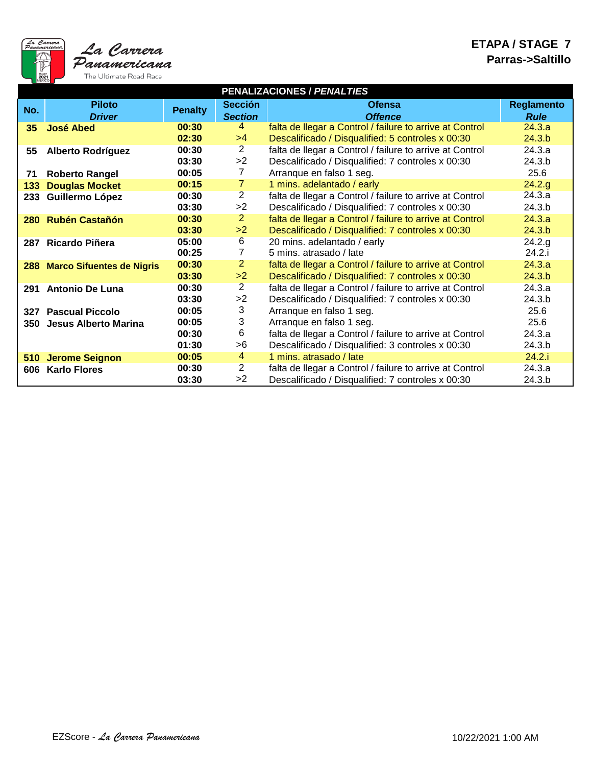La Carrera Panamericana
The Ultimate Road Race

**ETAPA / STAGE 7**
**Parras->Saltillo**

## PENALIZACIONES / *PENALTIES*

| No. | Piloto *Driver* | Penalty | Sección *Section* | Ofensa *Offence* | Reglamento *Rule* |
|---|---|---|---|---|---|
| 35 | José Abed | 00:30 | 4 | falta de llegar a Control / failure to arrive at Control | 24.3.a |
| | | 02:30 | >4 | Descalificado / Disqualified: 5 controles x 00:30 | 24.3.b |
| 55 | Alberto Rodríguez | 00:30 | 2 | falta de llegar a Control / failure to arrive at Control | 24.3.a |
| | | 03:30 | >2 | Descalificado / Disqualified: 7 controles x 00:30 | 24.3.b |
| 71 | Roberto Rangel | 00:05 | 7 | Arranque en falso 1 seg. | 25.6 |
| 133 | Douglas Mocket | 00:15 | 7 | 1 mins. adelantado / early | 24.2.g |
| 233 | Guillermo López | 00:30 | 2 | falta de llegar a Control / failure to arrive at Control | 24.3.a |
| | | 03:30 | >2 | Descalificado / Disqualified: 7 controles x 00:30 | 24.3.b |
| 280 | Rubén Castañón | 00:30 | 2 | falta de llegar a Control / failure to arrive at Control | 24.3.a |
| | | 03:30 | >2 | Descalificado / Disqualified: 7 controles x 00:30 | 24.3.b |
| 287 | Ricardo Piñera | 05:00 | 6 | 20 mins. adelantado / early | 24.2.g |
| | | 00:25 | 7 | 5 mins. atrasado / late | 24.2.i |
| 288 | Marco Sifuentes de Nigris | 00:30 | 2 | falta de llegar a Control / failure to arrive at Control | 24.3.a |
| | | 03:30 | >2 | Descalificado / Disqualified: 7 controles x 00:30 | 24.3.b |
| 291 | Antonio De Luna | 00:30 | 2 | falta de llegar a Control / failure to arrive at Control | 24.3.a |
| | | 03:30 | >2 | Descalificado / Disqualified: 7 controles x 00:30 | 24.3.b |
| 327 | Pascual Piccolo | 00:05 | 3 | Arranque en falso 1 seg. | 25.6 |
| 350 | Jesus Alberto Marina | 00:05 | 3 | Arranque en falso 1 seg. | 25.6 |
| | | 00:30 | 6 | falta de llegar a Control / failure to arrive at Control | 24.3.a |
| | | 01:30 | >6 | Descalificado / Disqualified: 3 controles x 00:30 | 24.3.b |
| 510 | Jerome Seignon | 00:05 | 4 | 1 mins. atrasado / late | 24.2.i |
| 606 | Karlo Flores | 00:30 | 2 | falta de llegar a Control / failure to arrive at Control | 24.3.a |
| | | 03:30 | >2 | Descalificado / Disqualified: 7 controles x 00:30 | 24.3.b |

EZScore - *La Carrera Panamericana* 10/22/2021 1:00 AM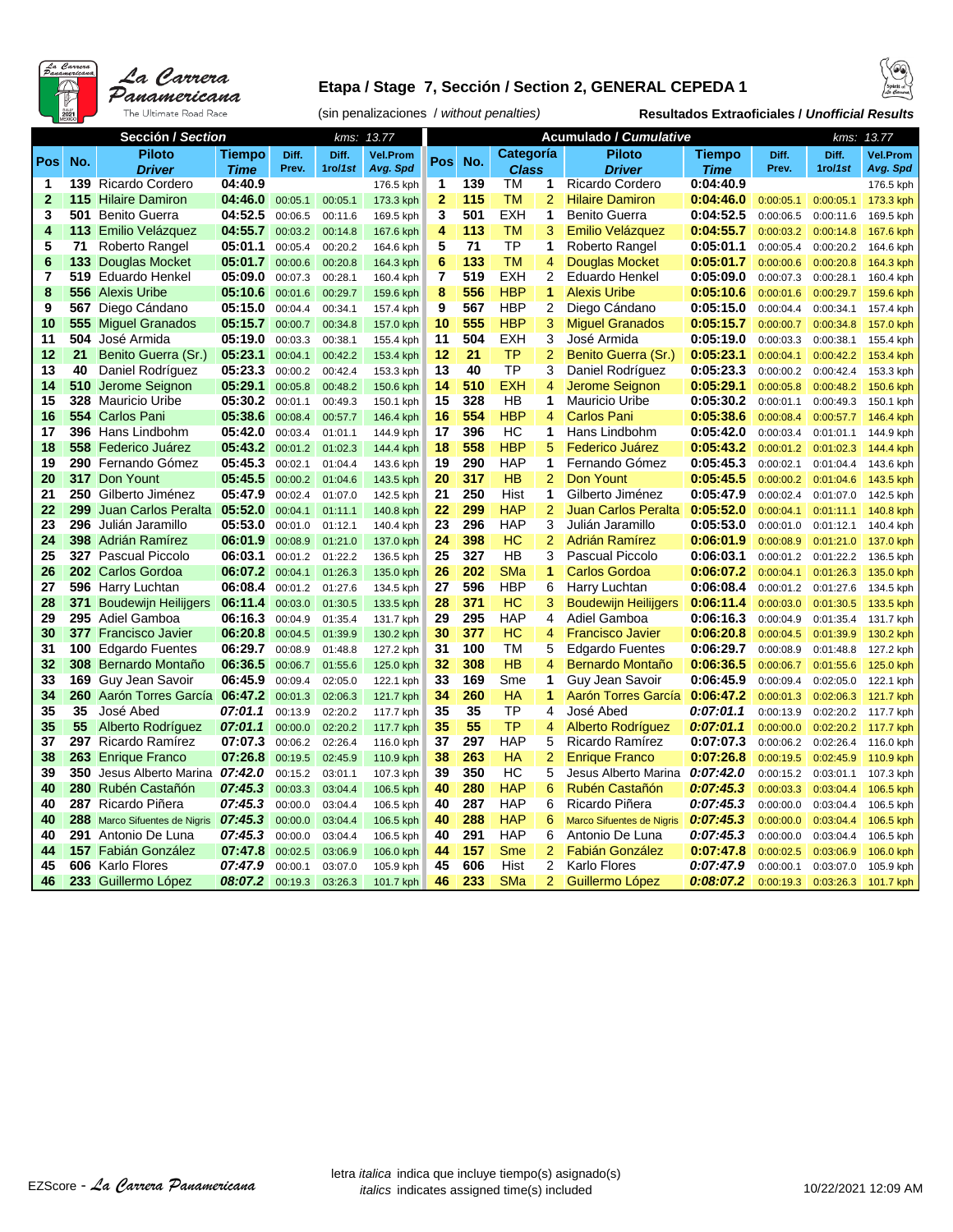# Etapa / Stage 7, Sección / Section 2, GENERAL CEPEDA 1

(sin penalizaciones / *without penalties*)

**Resultados Extraoficiales / *Unofficial Results***

| Sección / *Section* | | | | | | kms: 13.77 | Acumulado / *Cumulative* | | | | | | | | kms: 13.77 |
|---|---|---|---|---|---|---|---|---|---|---|---|---|---|---|---|
| **Pos** | **No.** | **Piloto** *Driver* | **Tiempo** *Time* | **Diff. Prev.** | **Diff. 1ro/1st** | **Vel.Prom** *Avg. Spd* | **Pos** | **No.** | **Categoría** *Class* | | **Piloto** *Driver* | **Tiempo** *Time* | **Diff. Prev.** | **Diff. 1ro/1st** | **Vel.Prom** *Avg. Spd* |
| 1 | 139 | Ricardo Cordero | 04:40.9 | | | 176.5 kph | 1 | 139 | TM | 1 | Ricardo Cordero | 0:04:40.9 | | | 176.5 kph |
| 2 | 115 | Hilaire Damiron | 04:46.0 | 00:05.1 | 00:05.1 | 173.3 kph | 2 | 115 | TM | 2 | Hilaire Damiron | 0:04:46.0 | 0:00:05.1 | 0:00:05.1 | 173.3 kph |
| 3 | 501 | Benito Guerra | 04:52.5 | 00:06.5 | 00:11.6 | 169.5 kph | 3 | 501 | EXH | 1 | Benito Guerra | 0:04:52.5 | 0:00:06.5 | 0:00:11.6 | 169.5 kph |
| 4 | 113 | Emilio Velázquez | 04:55.7 | 00:03.2 | 00:14.8 | 167.6 kph | 4 | 113 | TM | 3 | Emilio Velázquez | 0:04:55.7 | 0:00:03.2 | 0:00:14.8 | 167.6 kph |
| 5 | 71 | Roberto Rangel | 05:01.1 | 00:05.4 | 00:20.2 | 164.6 kph | 5 | 71 | TP | 1 | Roberto Rangel | 0:05:01.1 | 0:00:05.4 | 0:00:20.2 | 164.6 kph |
| 6 | 133 | Douglas Mocket | 05:01.7 | 00:00.6 | 00:20.8 | 164.3 kph | 6 | 133 | TM | 4 | Douglas Mocket | 0:05:01.7 | 0:00:00.6 | 0:00:20.8 | 164.3 kph |
| 7 | 519 | Eduardo Henkel | 05:09.0 | 00:07.3 | 00:28.1 | 160.4 kph | 7 | 519 | EXH | 2 | Eduardo Henkel | 0:05:09.0 | 0:00:07.3 | 0:00:28.1 | 160.4 kph |
| 8 | 556 | Alexis Uribe | 05:10.6 | 00:01.6 | 00:29.7 | 159.6 kph | 8 | 556 | HBP | 1 | Alexis Uribe | 0:05:10.6 | 0:00:01.6 | 0:00:29.7 | 159.6 kph |
| 9 | 567 | Diego Cándano | 05:15.0 | 00:04.4 | 00:34.1 | 157.4 kph | 9 | 567 | HBP | 2 | Diego Cándano | 0:05:15.0 | 0:00:04.4 | 0:00:34.1 | 157.4 kph |
| 10 | 555 | Miguel Granados | 05:15.7 | 00:00.7 | 00:34.8 | 157.0 kph | 10 | 555 | HBP | 3 | Miguel Granados | 0:05:15.7 | 0:00:00.7 | 0:00:34.8 | 157.0 kph |
| 11 | 504 | José Armida | 05:19.0 | 00:03.3 | 00:38.1 | 155.4 kph | 11 | 504 | EXH | 3 | José Armida | 0:05:19.0 | 0:00:03.3 | 0:00:38.1 | 155.4 kph |
| 12 | 21 | Benito Guerra (Sr.) | 05:23.1 | 00:04.1 | 00:42.2 | 153.4 kph | 12 | 21 | TP | 2 | Benito Guerra (Sr.) | 0:05:23.1 | 0:00:04.1 | 0:00:42.2 | 153.4 kph |
| 13 | 40 | Daniel Rodríguez | 05:23.3 | 00:00.2 | 00:42.4 | 153.3 kph | 13 | 40 | TP | 3 | Daniel Rodríguez | 0:05:23.3 | 0:00:00.2 | 0:00:42.4 | 153.3 kph |
| 14 | 510 | Jerome Seignon | 05:29.1 | 00:05.8 | 00:48.2 | 150.6 kph | 14 | 510 | EXH | 4 | Jerome Seignon | 0:05:29.1 | 0:00:05.8 | 0:00:48.2 | 150.6 kph |
| 15 | 328 | Mauricio Uribe | 05:30.2 | 00:01.1 | 00:49.3 | 150.1 kph | 15 | 328 | HB | 1 | Mauricio Uribe | 0:05:30.2 | 0:00:01.1 | 0:00:49.3 | 150.1 kph |
| 16 | 554 | Carlos Pani | 05:38.6 | 00:08.4 | 00:57.7 | 146.4 kph | 16 | 554 | HBP | 4 | Carlos Pani | 0:05:38.6 | 0:00:08.4 | 0:00:57.7 | 146.4 kph |
| 17 | 396 | Hans Lindbohm | 05:42.0 | 00:03.4 | 01:01.1 | 144.9 kph | 17 | 396 | HC | 1 | Hans Lindbohm | 0:05:42.0 | 0:00:03.4 | 0:01:01.1 | 144.9 kph |
| 18 | 558 | Federico Juárez | 05:43.2 | 00:01.2 | 01:02.3 | 144.4 kph | 18 | 558 | HBP | 5 | Federico Juárez | 0:05:43.2 | 0:00:01.2 | 0:01:02.3 | 144.4 kph |
| 19 | 290 | Fernando Gómez | 05:45.3 | 00:02.1 | 01:04.4 | 143.6 kph | 19 | 290 | HAP | 1 | Fernando Gómez | 0:05:45.3 | 0:00:02.1 | 0:01:04.4 | 143.6 kph |
| 20 | 317 | Don Yount | 05:45.5 | 00:00.2 | 01:04.6 | 143.5 kph | 20 | 317 | HB | 2 | Don Yount | 0:05:45.5 | 0:00:00.2 | 0:01:04.6 | 143.5 kph |
| 21 | 250 | Gilberto Jiménez | 05:47.9 | 00:02.4 | 01:07.0 | 142.5 kph | 21 | 250 | Hist | 1 | Gilberto Jiménez | 0:05:47.9 | 0:00:02.4 | 0:01:07.0 | 142.5 kph |
| 22 | 299 | Juan Carlos Peralta | 05:52.0 | 00:04.1 | 01:11.1 | 140.8 kph | 22 | 299 | HAP | 2 | Juan Carlos Peralta | 0:05:52.0 | 0:00:04.1 | 0:01:11.1 | 140.8 kph |
| 23 | 296 | Julián Jaramillo | 05:53.0 | 00:01.0 | 01:12.1 | 140.4 kph | 23 | 296 | HAP | 3 | Julián Jaramillo | 0:05:53.0 | 0:00:01.0 | 0:01:12.1 | 140.4 kph |
| 24 | 398 | Adrián Ramírez | 06:01.9 | 00:08.9 | 01:21.0 | 137.0 kph | 24 | 398 | HC | 2 | Adrián Ramírez | 0:06:01.9 | 0:00:08.9 | 0:01:21.0 | 137.0 kph |
| 25 | 327 | Pascual Piccolo | 06:03.1 | 00:01.2 | 01:22.2 | 136.5 kph | 25 | 327 | HB | 3 | Pascual Piccolo | 0:06:03.1 | 0:00:01.2 | 0:01:22.2 | 136.5 kph |
| 26 | 202 | Carlos Gordoa | 06:07.2 | 00:04.1 | 01:26.3 | 135.0 kph | 26 | 202 | SMa | 1 | Carlos Gordoa | 0:06:07.2 | 0:00:04.1 | 0:01:26.3 | 135.0 kph |
| 27 | 596 | Harry Luchtan | 06:08.4 | 00:01.2 | 01:27.6 | 134.5 kph | 27 | 596 | HBP | 6 | Harry Luchtan | 0:06:08.4 | 0:00:01.2 | 0:01:27.6 | 134.5 kph |
| 28 | 371 | Boudewijn Heilijgers | 06:11.4 | 00:03.0 | 01:30.5 | 133.5 kph | 28 | 371 | HC | 3 | Boudewijn Heilijgers | 0:06:11.4 | 0:00:03.0 | 0:01:30.5 | 133.5 kph |
| 29 | 295 | Adiel Gamboa | 06:16.3 | 00:04.9 | 01:35.4 | 131.7 kph | 29 | 295 | HAP | 4 | Adiel Gamboa | 0:06:16.3 | 0:00:04.9 | 0:01:35.4 | 131.7 kph |
| 30 | 377 | Francisco Javier | 06:20.8 | 00:04.5 | 01:39.9 | 130.2 kph | 30 | 377 | HC | 4 | Francisco Javier | 0:06:20.8 | 0:00:04.5 | 0:01:39.9 | 130.2 kph |
| 31 | 100 | Edgardo Fuentes | 06:29.7 | 00:08.9 | 01:48.8 | 127.2 kph | 31 | 100 | TM | 5 | Edgardo Fuentes | 0:06:29.7 | 0:00:08.9 | 0:01:48.8 | 127.2 kph |
| 32 | 308 | Bernardo Montaño | 06:36.5 | 00:06.7 | 01:55.6 | 125.0 kph | 32 | 308 | HB | 4 | Bernardo Montaño | 0:06:36.5 | 0:00:06.7 | 0:01:55.6 | 125.0 kph |
| 33 | 169 | Guy Jean Savoir | 06:45.9 | 00:09.4 | 02:05.0 | 122.1 kph | 33 | 169 | Sme | 1 | Guy Jean Savoir | 0:06:45.9 | 0:00:09.4 | 0:02:05.0 | 122.1 kph |
| 34 | 260 | Aarón Torres García | 06:47.2 | 00:01.3 | 02:06.3 | 121.7 kph | 34 | 260 | HA | 1 | Aarón Torres García | 0:06:47.2 | 0:00:01.3 | 0:02:06.3 | 121.7 kph |
| 35 | 35 | José Abed | *07:01.1* | 00:13.9 | 02:20.2 | 117.7 kph | 35 | 35 | TP | 4 | José Abed | *0:07:01.1* | 0:00:13.9 | 0:02:20.2 | 117.7 kph |
| 35 | 55 | Alberto Rodríguez | *07:01.1* | 00:00.0 | 02:20.2 | 117.7 kph | 35 | 55 | TP | 4 | Alberto Rodríguez | *0:07:01.1* | 0:00:00.0 | 0:02:20.2 | 117.7 kph |
| 37 | 297 | Ricardo Ramírez | 07:07.3 | 00:06.2 | 02:26.4 | 116.0 kph | 37 | 297 | HAP | 5 | Ricardo Ramírez | 0:07:07.3 | 0:00:06.2 | 0:02:26.4 | 116.0 kph |
| 38 | 263 | Enrique Franco | 07:26.8 | 00:19.5 | 02:45.9 | 110.9 kph | 38 | 263 | HA | 2 | Enrique Franco | 0:07:26.8 | 0:00:19.5 | 0:02:45.9 | 110.9 kph |
| 39 | 350 | Jesus Alberto Marina | *07:42.0* | 00:15.2 | 03:01.1 | 107.3 kph | 39 | 350 | HC | 5 | Jesus Alberto Marina | *0:07:42.0* | 0:00:15.2 | 0:03:01.1 | 107.3 kph |
| 40 | 280 | Rubén Castañón | *07:45.3* | 00:03.3 | 03:04.4 | 106.5 kph | 40 | 280 | HAP | 6 | Rubén Castañón | *0:07:45.3* | 0:00:03.3 | 0:03:04.4 | 106.5 kph |
| 40 | 287 | Ricardo Piñera | *07:45.3* | 00:00.0 | 03:04.4 | 106.5 kph | 40 | 287 | HAP | 6 | Ricardo Piñera | *0:07:45.3* | 0:00:00.0 | 0:03:04.4 | 106.5 kph |
| 40 | 288 | Marco Sifuentes de Nigris | *07:45.3* | 00:00.0 | 03:04.4 | 106.5 kph | 40 | 288 | HAP | 6 | Marco Sifuentes de Nigris | *0:07:45.3* | 0:00:00.0 | 0:03:04.4 | 106.5 kph |
| 40 | 291 | Antonio De Luna | *07:45.3* | 00:00.0 | 03:04.4 | 106.5 kph | 40 | 291 | HAP | 6 | Antonio De Luna | *0:07:45.3* | 0:00:00.0 | 0:03:04.4 | 106.5 kph |
| 44 | 157 | Fabián González | 07:47.8 | 00:02.5 | 03:06.9 | 106.0 kph | 44 | 157 | Sme | 2 | Fabián González | 0:07:47.8 | 0:00:02.5 | 0:03:06.9 | 106.0 kph |
| 45 | 606 | Karlo Flores | *07:47.9* | 00:00.1 | 03:07.0 | 105.9 kph | 45 | 606 | Hist | 2 | Karlo Flores | *0:07:47.9* | 0:00:00.1 | 0:03:07.0 | 105.9 kph |
| 46 | 233 | Guillermo López | *08:07.2* | 00:19.3 | 03:26.3 | 101.7 kph | 46 | 233 | SMa | 2 | Guillermo López | *0:08:07.2* | 0:00:19.3 | 0:03:26.3 | 101.7 kph |

letra *italica* indica que incluye tiempo(s) asignado(s)
*italics* indicates assigned time(s) included

EZScore - La Carrera Panamericana

10/22/2021 12:09 AM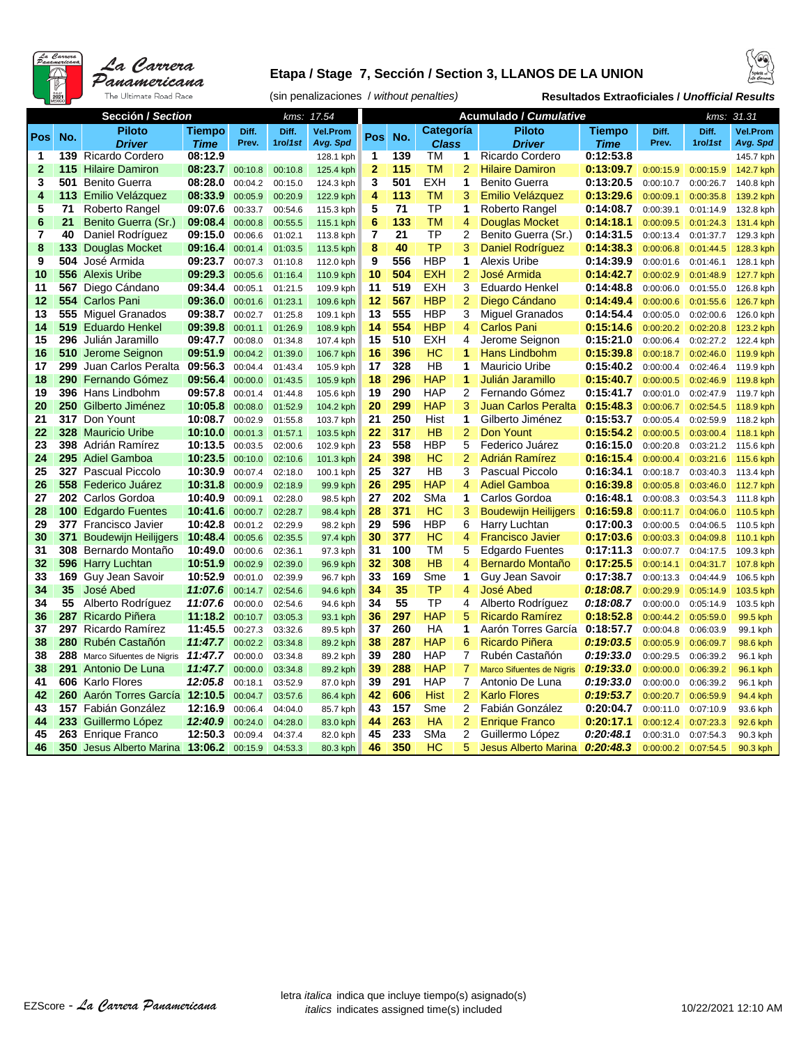**La Carrera Panamericana** — The Ultimate Road Race

## Etapa / Stage 7, Sección / Section 3, LLANOS DE LA UNION

(sin penalizaciones / *without penalties*)

**Resultados Extraoficiales / *Unofficial Results***

| Sección / *Section* | | | | | | *kms: 17.54* | Acumulado / *Cumulative* | | | | | | | | *kms: 31.31* |
|---|---|---|---|---|---|---|---|---|---|---|---|---|---|---|---|
| **Pos** | **No.** | **Piloto** ***Driver*** | **Tiempo** ***Time*** | **Diff. Prev.** | **Diff. 1ro/*1st*** | **Vel.Prom** ***Avg. Spd*** | **Pos** | **No.** | **Categoría** ***Class*** | | **Piloto** ***Driver*** | **Tiempo** ***Time*** | **Diff. Prev.** | **Diff. 1ro/*1st*** | **Vel.Prom** ***Avg. Spd*** |
| 1 | 139 | Ricardo Cordero | 08:12.9 | | | 128.1 kph | 1 | 139 | TM | 1 | Ricardo Cordero | 0:12:53.8 | | | 145.7 kph |
| 2 | 115 | Hilaire Damiron | 08:23.7 | 00:10.8 | 00:10.8 | 125.4 kph | 2 | 115 | TM | 2 | Hilaire Damiron | 0:13:09.7 | 0:00:15.9 | 0:00:15.9 | 142.7 kph |
| 3 | 501 | Benito Guerra | 08:28.0 | 00:04.2 | 00:15.0 | 124.3 kph | 3 | 501 | EXH | 1 | Benito Guerra | 0:13:20.5 | 0:00:10.7 | 0:00:26.7 | 140.8 kph |
| 4 | 113 | Emilio Velázquez | 08:33.9 | 00:05.9 | 00:20.9 | 122.9 kph | 4 | 113 | TM | 3 | Emilio Velázquez | 0:13:29.6 | 0:00:09.1 | 0:00:35.8 | 139.2 kph |
| 5 | 71 | Roberto Rangel | 09:07.6 | 00:33.7 | 00:54.6 | 115.3 kph | 5 | 71 | TP | 1 | Roberto Rangel | 0:14:08.7 | 0:00:39.1 | 0:01:14.9 | 132.8 kph |
| 6 | 21 | Benito Guerra (Sr.) | 09:08.4 | 00:00.8 | 00:55.5 | 115.1 kph | 6 | 133 | TM | 4 | Douglas Mocket | 0:14:18.1 | 0:00:09.5 | 0:01:24.3 | 131.4 kph |
| 7 | 40 | Daniel Rodríguez | 09:15.0 | 00:06.6 | 01:02.1 | 113.8 kph | 7 | 21 | TP | 2 | Benito Guerra (Sr.) | 0:14:31.5 | 0:00:13.4 | 0:01:37.7 | 129.3 kph |
| 8 | 133 | Douglas Mocket | 09:16.4 | 00:01.4 | 01:03.5 | 113.5 kph | 8 | 40 | TP | 3 | Daniel Rodríguez | 0:14:38.3 | 0:00:06.8 | 0:01:44.5 | 128.3 kph |
| 9 | 504 | José Armida | 09:23.7 | 00:07.3 | 01:10.8 | 112.0 kph | 9 | 556 | HBP | 1 | Alexis Uribe | 0:14:39.9 | 0:00:01.6 | 0:01:46.1 | 128.1 kph |
| 10 | 556 | Alexis Uribe | 09:29.3 | 00:05.6 | 01:16.4 | 110.9 kph | 10 | 504 | EXH | 2 | José Armida | 0:14:42.7 | 0:00:02.9 | 0:01:48.9 | 127.7 kph |
| 11 | 567 | Diego Cándano | 09:34.4 | 00:05.1 | 01:21.5 | 109.9 kph | 11 | 519 | EXH | 3 | Eduardo Henkel | 0:14:48.8 | 0:00:06.0 | 0:01:55.0 | 126.8 kph |
| 12 | 554 | Carlos Pani | 09:36.0 | 00:01.6 | 01:23.1 | 109.6 kph | 12 | 567 | HBP | 2 | Diego Cándano | 0:14:49.4 | 0:00:00.6 | 0:01:55.6 | 126.7 kph |
| 13 | 555 | Miguel Granados | 09:38.7 | 00:02.7 | 01:25.8 | 109.1 kph | 13 | 555 | HBP | 3 | Miguel Granados | 0:14:54.4 | 0:00:05.0 | 0:02:00.6 | 126.0 kph |
| 14 | 519 | Eduardo Henkel | 09:39.8 | 00:01.1 | 01:26.9 | 108.9 kph | 14 | 554 | HBP | 4 | Carlos Pani | 0:15:14.6 | 0:00:20.2 | 0:02:20.8 | 123.2 kph |
| 15 | 296 | Julián Jaramillo | 09:47.7 | 00:08.0 | 01:34.8 | 107.4 kph | 15 | 510 | EXH | 4 | Jerome Seignon | 0:15:21.0 | 0:00:06.4 | 0:02:27.2 | 122.4 kph |
| 16 | 510 | Jerome Seignon | 09:51.9 | 00:04.2 | 01:39.0 | 106.7 kph | 16 | 396 | HC | 1 | Hans Lindbohm | 0:15:39.8 | 0:00:18.7 | 0:02:46.0 | 119.9 kph |
| 17 | 299 | Juan Carlos Peralta | 09:56.3 | 00:04.4 | 01:43.4 | 105.9 kph | 17 | 328 | HB | 1 | Mauricio Uribe | 0:15:40.2 | 0:00:00.4 | 0:02:46.4 | 119.9 kph |
| 18 | 290 | Fernando Gómez | 09:56.4 | 00:00.0 | 01:43.5 | 105.9 kph | 18 | 296 | HAP | 1 | Julián Jaramillo | 0:15:40.7 | 0:00:00.5 | 0:02:46.9 | 119.8 kph |
| 19 | 396 | Hans Lindbohm | 09:57.8 | 00:01.4 | 01:44.8 | 105.6 kph | 19 | 290 | HAP | 2 | Fernando Gómez | 0:15:41.7 | 0:00:01.0 | 0:02:47.9 | 119.7 kph |
| 20 | 250 | Gilberto Jiménez | 10:05.8 | 00:08.0 | 01:52.9 | 104.2 kph | 20 | 299 | HAP | 3 | Juan Carlos Peralta | 0:15:48.3 | 0:00:06.7 | 0:02:54.5 | 118.9 kph |
| 21 | 317 | Don Yount | 10:08.7 | 00:02.9 | 01:55.8 | 103.7 kph | 21 | 250 | Hist | 1 | Gilberto Jiménez | 0:15:53.7 | 0:00:05.4 | 0:02:59.9 | 118.2 kph |
| 22 | 328 | Mauricio Uribe | 10:10.0 | 00:01.3 | 01:57.1 | 103.5 kph | 22 | 317 | HB | 2 | Don Yount | 0:15:54.2 | 0:00:00.5 | 0:03:00.4 | 118.1 kph |
| 23 | 398 | Adrián Ramírez | 10:13.5 | 00:03.5 | 02:00.6 | 102.9 kph | 23 | 558 | HBP | 5 | Federico Juárez | 0:16:15.0 | 0:00:20.8 | 0:03:21.2 | 115.6 kph |
| 24 | 295 | Adiel Gamboa | 10:23.5 | 00:10.0 | 02:10.6 | 101.3 kph | 24 | 398 | HC | 2 | Adrián Ramírez | 0:16:15.4 | 0:00:00.4 | 0:03:21.6 | 115.6 kph |
| 25 | 327 | Pascual Piccolo | 10:30.9 | 00:07.4 | 02:18.0 | 100.1 kph | 25 | 327 | HB | 3 | Pascual Piccolo | 0:16:34.1 | 0:00:18.7 | 0:03:40.3 | 113.4 kph |
| 26 | 558 | Federico Juárez | 10:31.8 | 00:00.9 | 02:18.9 | 99.9 kph | 26 | 295 | HAP | 4 | Adiel Gamboa | 0:16:39.8 | 0:00:05.8 | 0:03:46.0 | 112.7 kph |
| 27 | 202 | Carlos Gordoa | 10:40.9 | 00:09.1 | 02:28.0 | 98.5 kph | 27 | 202 | SMa | 1 | Carlos Gordoa | 0:16:48.1 | 0:00:08.3 | 0:03:54.3 | 111.8 kph |
| 28 | 100 | Edgardo Fuentes | 10:41.6 | 00:00.7 | 02:28.7 | 98.4 kph | 28 | 371 | HC | 3 | Boudewijn Heilijgers | 0:16:59.8 | 0:00:11.7 | 0:04:06.0 | 110.5 kph |
| 29 | 377 | Francisco Javier | 10:42.8 | 00:01.2 | 02:29.9 | 98.2 kph | 29 | 596 | HBP | 6 | Harry Luchtan | 0:17:00.3 | 0:00:00.5 | 0:04:06.5 | 110.5 kph |
| 30 | 371 | Boudewijn Heilijgers | 10:48.4 | 00:05.6 | 02:35.5 | 97.4 kph | 30 | 377 | HC | 4 | Francisco Javier | 0:17:03.6 | 0:00:03.3 | 0:04:09.8 | 110.1 kph |
| 31 | 308 | Bernardo Montaño | 10:49.0 | 00:00.6 | 02:36.1 | 97.3 kph | 31 | 100 | TM | 5 | Edgardo Fuentes | 0:17:11.3 | 0:00:07.7 | 0:04:17.5 | 109.3 kph |
| 32 | 596 | Harry Luchtan | 10:51.9 | 00:02.9 | 02:39.0 | 96.9 kph | 32 | 308 | HB | 4 | Bernardo Montaño | 0:17:25.5 | 0:00:14.1 | 0:04:31.7 | 107.8 kph |
| 33 | 169 | Guy Jean Savoir | 10:52.9 | 00:01.0 | 02:39.9 | 96.7 kph | 33 | 169 | Sme | 1 | Guy Jean Savoir | 0:17:38.7 | 0:00:13.3 | 0:04:44.9 | 106.5 kph |
| 34 | 35 | José Abed | *11:07.6* | 00:14.7 | 02:54.6 | 94.6 kph | 34 | 35 | TP | 4 | José Abed | *0:18:08.7* | 0:00:29.9 | 0:05:14.9 | 103.5 kph |
| 34 | 55 | Alberto Rodríguez | *11:07.6* | 00:00.0 | 02:54.6 | 94.6 kph | 34 | 55 | TP | 4 | Alberto Rodríguez | *0:18:08.7* | 0:00:00.0 | 0:05:14.9 | 103.5 kph |
| 36 | 287 | Ricardo Piñera | 11:18.2 | 00:10.7 | 03:05.3 | 93.1 kph | 36 | 297 | HAP | 5 | Ricardo Ramírez | 0:18:52.8 | 0:00:44.2 | 0:05:59.0 | 99.5 kph |
| 37 | 297 | Ricardo Ramírez | 11:45.5 | 00:27.3 | 03:32.6 | 89.5 kph | 37 | 260 | HA | 1 | Aarón Torres García | 0:18:57.7 | 0:00:04.8 | 0:06:03.9 | 99.1 kph |
| 38 | 280 | Rubén Castañón | *11:47.7* | 00:02.2 | 03:34.8 | 89.2 kph | 38 | 287 | HAP | 6 | Ricardo Piñera | *0:19:03.5* | 0:00:05.9 | 0:06:09.7 | 98.6 kph |
| 38 | 288 | Marco Sifuentes de Nigris | *11:47.7* | 00:00.0 | 03:34.8 | 89.2 kph | 39 | 280 | HAP | 7 | Rubén Castañón | *0:19:33.0* | 0:00:29.5 | 0:06:39.2 | 96.1 kph |
| 38 | 291 | Antonio De Luna | *11:47.7* | 00:00.0 | 03:34.8 | 89.2 kph | 39 | 288 | HAP | 7 | Marco Sifuentes de Nigris | *0:19:33.0* | 0:00:00.0 | 0:06:39.2 | 96.1 kph |
| 41 | 606 | Karlo Flores | 12:05.8 | 00:18.1 | 03:52.9 | 87.0 kph | 39 | 291 | HAP | 7 | Antonio De Luna | *0:19:33.0* | 0:00:00.0 | 0:06:39.2 | 96.1 kph |
| 42 | 260 | Aarón Torres García | 12:10.5 | 00:04.7 | 03:57.6 | 86.4 kph | 42 | 606 | Hist | 2 | Karlo Flores | *0:19:53.7* | 0:00:20.7 | 0:06:59.9 | 94.4 kph |
| 43 | 157 | Fabián González | 12:16.9 | 00:06.4 | 04:04.0 | 85.7 kph | 43 | 157 | Sme | 2 | Fabián González | 0:20:04.7 | 0:00:11.0 | 0:07:10.9 | 93.6 kph |
| 44 | 233 | Guillermo López | *12:40.9* | 00:24.0 | 04:28.0 | 83.0 kph | 44 | 263 | HA | 2 | Enrique Franco | 0:20:17.1 | 0:00:12.4 | 0:07:23.3 | 92.6 kph |
| 45 | 263 | Enrique Franco | 12:50.3 | 00:09.4 | 04:37.4 | 82.0 kph | 45 | 233 | SMa | 2 | Guillermo López | *0:20:48.1* | 0:00:31.0 | 0:07:54.3 | 90.3 kph |
| 46 | 350 | Jesus Alberto Marina | 13:06.2 | 00:15.9 | 04:53.3 | 80.3 kph | 46 | 350 | HC | 5 | Jesus Alberto Marina | *0:20:48.3* | 0:00:00.2 | 0:07:54.5 | 90.3 kph |

EZScore - *La Carrera Panamericana*

letra *italica* indica que incluye tiempo(s) asignado(s)
*italics* indicates assigned time(s) included

10/22/2021 12:10 AM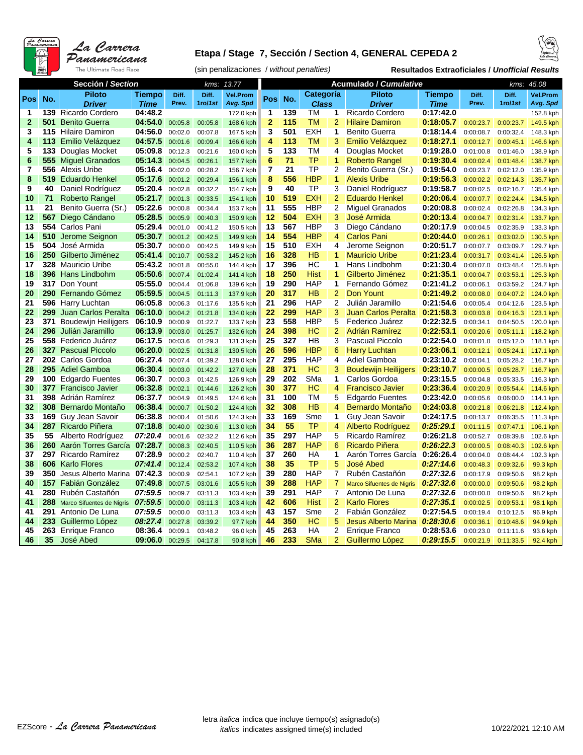# Etapa / Stage 7, Sección / Section 4, GENERAL CEPEDA 2

(sin penalizaciones / *without penalties*)

**Resultados Extraoficiales / *Unofficial Results***

| Sección / *Section* | | | | | | kms: 13.77 | Acumulado / *Cumulative* | | | | | | | | kms: 45.08 |
|---|---|---|---|---|---|---|---|---|---|---|---|---|---|---|---|
| **Pos** | **No.** | **Piloto** *Driver* | **Tiempo** *Time* | **Diff. Prev.** | **Diff. 1ro/1st** | **Vel.Prom** *Avg. Spd* | **Pos** | **No.** | **Categoría** *Class* | | **Piloto** *Driver* | **Tiempo** *Time* | **Diff. Prev.** | **Diff. 1ro/1st** | **Vel.Prom** *Avg. Spd* |
| 1 | 139 | Ricardo Cordero | 04:48.2 | | | 172.0 kph | 1 | 139 | TM | 1 | Ricardo Cordero | 0:17:42.0 | | | 152.8 kph |
| 2 | 501 | Benito Guerra | 04:54.0 | 00:05.8 | 00:05.8 | 168.6 kph | 2 | 115 | TM | 2 | Hilaire Damiron | 0:18:05.7 | 0:00:23.7 | 0:00:23.7 | 149.5 kph |
| 3 | 115 | Hilaire Damiron | 04:56.0 | 00:02.0 | 00:07.8 | 167.5 kph | 3 | 501 | EXH | 1 | Benito Guerra | 0:18:14.4 | 0:00:08.7 | 0:00:32.4 | 148.3 kph |
| 4 | 113 | Emilio Velázquez | 04:57.5 | 00:01.6 | 00:09.4 | 166.6 kph | 4 | 113 | TM | 3 | Emilio Velázquez | 0:18:27.1 | 0:00:12.7 | 0:00:45.1 | 146.6 kph |
| 5 | 133 | Douglas Mocket | 05:09.8 | 00:12.3 | 00:21.6 | 160.0 kph | 5 | 133 | TM | 4 | Douglas Mocket | 0:19:28.0 | 0:01:00.8 | 0:01:46.0 | 138.9 kph |
| 6 | 555 | Miguel Granados | 05:14.3 | 00:04.5 | 00:26.1 | 157.7 kph | 6 | 71 | TP | 1 | Roberto Rangel | 0:19:30.4 | 0:00:02.4 | 0:01:48.4 | 138.7 kph |
| 7 | 556 | Alexis Uribe | 05:16.4 | 00:02.0 | 00:28.2 | 156.7 kph | 7 | 21 | TP | 2 | Benito Guerra (Sr.) | 0:19:54.0 | 0:00:23.7 | 0:02:12.0 | 135.9 kph |
| 8 | 519 | Eduardo Henkel | 05:17.6 | 00:01.2 | 00:29.4 | 156.1 kph | 8 | 556 | HBP | 1 | Alexis Uribe | 0:19:56.3 | 0:00:02.2 | 0:02:14.3 | 135.7 kph |
| 9 | 40 | Daniel Rodríguez | 05:20.4 | 00:02.8 | 00:32.2 | 154.7 kph | 9 | 40 | TP | 3 | Daniel Rodríguez | 0:19:58.7 | 0:00:02.5 | 0:02:16.7 | 135.4 kph |
| 10 | 71 | Roberto Rangel | 05:21.7 | 00:01.3 | 00:33.5 | 154.1 kph | 10 | 519 | EXH | 2 | Eduardo Henkel | 0:20:06.4 | 0:00:07.7 | 0:02:24.4 | 134.5 kph |
| 11 | 21 | Benito Guerra (Sr.) | 05:22.6 | 00:00.8 | 00:34.4 | 153.7 kph | 11 | 555 | HBP | 2 | Miguel Granados | 0:20:08.8 | 0:00:02.4 | 0:02:26.8 | 134.3 kph |
| 12 | 567 | Diego Cándano | 05:28.5 | 00:05.9 | 00:40.3 | 150.9 kph | 12 | 504 | EXH | 3 | José Armida | 0:20:13.4 | 0:00:04.7 | 0:02:31.4 | 133.7 kph |
| 13 | 554 | Carlos Pani | 05:29.4 | 00:01.0 | 00:41.2 | 150.5 kph | 13 | 567 | HBP | 3 | Diego Cándano | 0:20:17.9 | 0:00:04.5 | 0:02:35.9 | 133.3 kph |
| 14 | 510 | Jerome Seignon | 05:30.7 | 00:01.2 | 00:42.5 | 149.9 kph | 14 | 554 | HBP | 4 | Carlos Pani | 0:20:44.0 | 0:00:26.1 | 0:03:02.0 | 130.5 kph |
| 15 | 504 | José Armida | 05:30.7 | 00:00.0 | 00:42.5 | 149.9 kph | 15 | 510 | EXH | 4 | Jerome Seignon | 0:20:51.7 | 0:00:07.7 | 0:03:09.7 | 129.7 kph |
| 16 | 250 | Gilberto Jiménez | 05:41.4 | 00:10.7 | 00:53.2 | 145.2 kph | 16 | 328 | HB | 1 | Mauricio Uribe | 0:21:23.4 | 0:00:31.7 | 0:03:41.4 | 126.5 kph |
| 17 | 328 | Mauricio Uribe | 05:43.2 | 00:01.8 | 00:55.0 | 144.4 kph | 17 | 396 | HC | 1 | Hans Lindbohm | 0:21:30.4 | 0:00:07.0 | 0:03:48.4 | 125.8 kph |
| 18 | 396 | Hans Lindbohm | 05:50.6 | 00:07.4 | 01:02.4 | 141.4 kph | 18 | 250 | Hist | 1 | Gilberto Jiménez | 0:21:35.1 | 0:00:04.7 | 0:03:53.1 | 125.3 kph |
| 19 | 317 | Don Yount | 05:55.0 | 00:04.4 | 01:06.8 | 139.6 kph | 19 | 290 | HAP | 1 | Fernando Gómez | 0:21:41.2 | 0:00:06.1 | 0:03:59.2 | 124.7 kph |
| 20 | 290 | Fernando Gómez | 05:59.5 | 00:04.5 | 01:11.3 | 137.9 kph | 20 | 317 | HB | 2 | Don Yount | 0:21:49.2 | 0:00:08.0 | 0:04:07.2 | 124.0 kph |
| 21 | 596 | Harry Luchtan | 06:05.8 | 00:06.3 | 01:17.6 | 135.5 kph | 21 | 296 | HAP | 2 | Julián Jaramillo | 0:21:54.6 | 0:00:05.4 | 0:04:12.6 | 123.5 kph |
| 22 | 299 | Juan Carlos Peralta | 06:10.0 | 00:04.2 | 01:21.8 | 134.0 kph | 22 | 299 | HAP | 3 | Juan Carlos Peralta | 0:21:58.3 | 0:00:03.8 | 0:04:16.3 | 123.1 kph |
| 23 | 371 | Boudewijn Heilijgers | 06:10.9 | 00:00.9 | 01:22.7 | 133.7 kph | 23 | 558 | HBP | 5 | Federico Juárez | 0:22:32.5 | 0:00:34.1 | 0:04:50.5 | 120.0 kph |
| 24 | 296 | Julián Jaramillo | 06:13.9 | 00:03.0 | 01:25.7 | 132.6 kph | 24 | 398 | HC | 2 | Adrián Ramírez | 0:22:53.1 | 0:00:20.6 | 0:05:11.1 | 118.2 kph |
| 25 | 558 | Federico Juárez | 06:17.5 | 00:03.6 | 01:29.3 | 131.3 kph | 25 | 327 | HB | 3 | Pascual Piccolo | 0:22:54.0 | 0:00:01.0 | 0:05:12.0 | 118.1 kph |
| 26 | 327 | Pascual Piccolo | 06:20.0 | 00:02.5 | 01:31.8 | 130.5 kph | 26 | 596 | HBP | 6 | Harry Luchtan | 0:23:06.1 | 0:00:12.1 | 0:05:24.1 | 117.1 kph |
| 27 | 202 | Carlos Gordoa | 06:27.4 | 00:07.4 | 01:39.2 | 128.0 kph | 27 | 295 | HAP | 4 | Adiel Gamboa | 0:23:10.2 | 0:00:04.1 | 0:05:28.2 | 116.7 kph |
| 28 | 295 | Adiel Gamboa | 06:30.4 | 00:03.0 | 01:42.2 | 127.0 kph | 28 | 371 | HC | 3 | Boudewijn Heilijgers | 0:23:10.7 | 0:00:00.5 | 0:05:28.7 | 116.7 kph |
| 29 | 100 | Edgardo Fuentes | 06:30.7 | 00:00.3 | 01:42.5 | 126.9 kph | 29 | 202 | SMa | 1 | Carlos Gordoa | 0:23:15.5 | 0:00:04.8 | 0:05:33.5 | 116.3 kph |
| 30 | 377 | Francisco Javier | 06:32.8 | 00:02.1 | 01:44.6 | 126.2 kph | 30 | 377 | HC | 4 | Francisco Javier | 0:23:36.4 | 0:00:20.9 | 0:05:54.4 | 114.6 kph |
| 31 | 398 | Adrián Ramírez | 06:37.7 | 00:04.9 | 01:49.5 | 124.6 kph | 31 | 100 | TM | 5 | Edgardo Fuentes | 0:23:42.0 | 0:00:05.6 | 0:06:00.0 | 114.1 kph |
| 32 | 308 | Bernardo Montaño | 06:38.4 | 00:00.7 | 01:50.2 | 124.4 kph | 32 | 308 | HB | 4 | Bernardo Montaño | 0:24:03.8 | 0:00:21.8 | 0:06:21.8 | 112.4 kph |
| 33 | 169 | Guy Jean Savoir | 06:38.8 | 00:00.4 | 01:50.6 | 124.3 kph | 33 | 169 | Sme | 1 | Guy Jean Savoir | 0:24:17.5 | 0:00:13.7 | 0:06:35.5 | 111.3 kph |
| 34 | 287 | Ricardo Piñera | 07:18.8 | 00:40.0 | 02:30.6 | 113.0 kph | 34 | 55 | TP | 4 | Alberto Rodríguez | *0:25:29.1* | 0:01:11.5 | 0:07:47.1 | 106.1 kph |
| 35 | 55 | Alberto Rodríguez | *07:20.4* | 00:01.6 | 02:32.2 | 112.6 kph | 35 | 297 | HAP | 5 | Ricardo Ramírez | 0:26:21.8 | 0:00:52.7 | 0:08:39.8 | 102.6 kph |
| 36 | 260 | Aarón Torres García | 07:28.7 | 00:08.3 | 02:40.5 | 110.5 kph | 36 | 287 | HAP | 6 | Ricardo Piñera | *0:26:22.3* | 0:00:00.5 | 0:08:40.3 | 102.6 kph |
| 37 | 297 | Ricardo Ramírez | 07:28.9 | 00:00.2 | 02:40.7 | 110.4 kph | 37 | 260 | HA | 1 | Aarón Torres García | 0:26:26.4 | 0:00:04.0 | 0:08:44.4 | 102.3 kph |
| 38 | 606 | Karlo Flores | *07:41.4* | 00:12.4 | 02:53.2 | 107.4 kph | 38 | 35 | TP | 5 | José Abed | *0:27:14.6* | 0:00:48.3 | 0:09:32.6 | 99.3 kph |
| 39 | 350 | Jesus Alberto Marina | 07:42.3 | 00:00.9 | 02:54.1 | 107.2 kph | 39 | 280 | HAP | 7 | Rubén Castañón | *0:27:32.6* | 0:00:17.9 | 0:09:50.6 | 98.2 kph |
| 40 | 157 | Fabián González | 07:49.8 | 00:07.5 | 03:01.6 | 105.5 kph | 39 | 288 | HAP | 7 | Marco Sifuentes de Nigris | *0:27:32.6* | 0:00:00.0 | 0:09:50.6 | 98.2 kph |
| 41 | 280 | Rubén Castañón | *07:59.5* | 00:09.7 | 03:11.3 | 103.4 kph | 39 | 291 | HAP | 7 | Antonio De Luna | *0:27:32.6* | 0:00:00.0 | 0:09:50.6 | 98.2 kph |
| 41 | 288 | Marco Sifuentes de Nigris | *07:59.5* | 00:00.0 | 03:11.3 | 103.4 kph | 42 | 606 | Hist | 2 | Karlo Flores | *0:27:35.1* | 0:00:02.5 | 0:09:53.1 | 98.1 kph |
| 41 | 291 | Antonio De Luna | *07:59.5* | 00:00.0 | 03:11.3 | 103.4 kph | 43 | 157 | Sme | 2 | Fabián González | 0:27:54.5 | 0:00:19.4 | 0:10:12.5 | 96.9 kph |
| 44 | 233 | Guillermo López | *08:27.4* | 00:27.8 | 03:39.2 | 97.7 kph | 44 | 350 | HC | 5 | Jesus Alberto Marina | *0:28:30.6* | 0:00:36.1 | 0:10:48.6 | 94.9 kph |
| 45 | 263 | Enrique Franco | 08:36.4 | 00:09.1 | 03:48.2 | 96.0 kph | 45 | 263 | HA | 2 | Enrique Franco | 0:28:53.6 | 0:00:23.0 | 0:11:11.6 | 93.6 kph |
| 46 | 35 | José Abed | 09:06.0 | 00:29.5 | 04:17.8 | 90.8 kph | 46 | 233 | SMa | 2 | Guillermo López | *0:29:15.5* | 0:00:21.9 | 0:11:33.5 | 92.4 kph |

letra *italica* indica que incluye tiempo(s) asignado(s)
*italics* indicates assigned time(s) included

EZScore - *La Carrera Panamericana*

10/22/2021 12:10 AM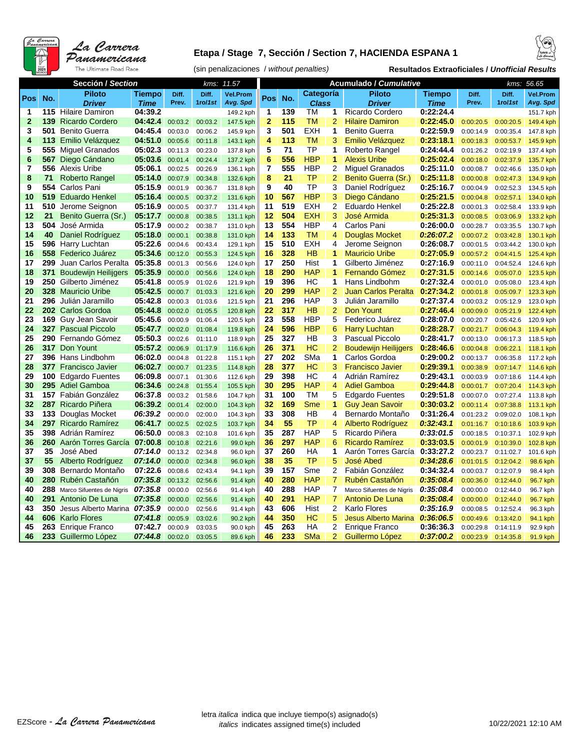La Carrera Panamericana

The Ultimate Road Race

## Etapa / Stage 7, Sección / Section 7, HACIENDA ESPANA 1

(sin penalizaciones / *without penalties*)

**Resultados Extraoficiales / *Unofficial Results***

| Sección / *Section* | | | | | | kms: 11.57 | Acumulado / *Cumulative* | | | | | | | | kms: 56.65 |
|---|---|---|---|---|---|---|---|---|---|---|---|---|---|---|---|
| **Pos** | **No.** | **Piloto *Driver*** | **Tiempo *Time*** | **Diff. Prev.** | **Diff. 1ro/1st** | **Vel.Prom *Avg. Spd*** | **Pos** | **No.** | **Categoría *Class*** | | **Piloto *Driver*** | **Tiempo *Time*** | **Diff. Prev.** | **Diff. 1ro/1st** | **Vel.Prom *Avg. Spd*** |
| 1 | 115 | Hilaire Damiron | 04:39.2 | | | 149.2 kph | 1 | 139 | TM | 1 | Ricardo Cordero | 0:22:24.4 | | | 151.7 kph |
| 2 | 139 | Ricardo Cordero | 04:42.4 | 00:03.2 | 00:03.2 | 147.5 kph | 2 | 115 | TM | 2 | Hilaire Damiron | 0:22:45.0 | 0:00:20.5 | 0:00:20.5 | 149.4 kph |
| 3 | 501 | Benito Guerra | 04:45.4 | 00:03.0 | 00:06.2 | 145.9 kph | 3 | 501 | EXH | 1 | Benito Guerra | 0:22:59.9 | 0:00:14.9 | 0:00:35.4 | 147.8 kph |
| 4 | 113 | Emilio Velázquez | 04:51.0 | 00:05.6 | 00:11.8 | 143.1 kph | 4 | 113 | TM | 3 | Emilio Velázquez | 0:23:18.1 | 0:00:18.3 | 0:00:53.7 | 145.9 kph |
| 5 | 555 | Miguel Granados | 05:02.3 | 00:11.3 | 00:23.0 | 137.8 kph | 5 | 71 | TP | 1 | Roberto Rangel | 0:24:44.4 | 0:01:26.2 | 0:02:19.9 | 137.4 kph |
| 6 | 567 | Diego Cándano | 05:03.6 | 00:01.4 | 00:24.4 | 137.2 kph | 6 | 556 | HBP | 1 | Alexis Uribe | 0:25:02.4 | 0:00:18.0 | 0:02:37.9 | 135.7 kph |
| 7 | 556 | Alexis Uribe | 05:06.1 | 00:02.5 | 00:26.9 | 136.1 kph | 7 | 555 | HBP | 2 | Miguel Granados | 0:25:11.0 | 0:00:08.7 | 0:02:46.6 | 135.0 kph |
| 8 | 71 | Roberto Rangel | 05:14.0 | 00:07.9 | 00:34.8 | 132.6 kph | 8 | 21 | TP | 2 | Benito Guerra (Sr.) | 0:25:11.8 | 0:00:00.8 | 0:02:47.3 | 134.9 kph |
| 9 | 554 | Carlos Pani | 05:15.9 | 00:01.9 | 00:36.7 | 131.8 kph | 9 | 40 | TP | 3 | Daniel Rodríguez | 0:25:16.7 | 0:00:04.9 | 0:02:52.3 | 134.5 kph |
| 10 | 519 | Eduardo Henkel | 05:16.4 | 00:00.5 | 00:37.2 | 131.6 kph | 10 | 567 | HBP | 3 | Diego Cándano | 0:25:21.5 | 0:00:04.8 | 0:02:57.1 | 134.0 kph |
| 11 | 510 | Jerome Seignon | 05:16.9 | 00:00.5 | 00:37.7 | 131.4 kph | 11 | 519 | EXH | 2 | Eduardo Henkel | 0:25:22.8 | 0:00:01.3 | 0:02:58.4 | 133.9 kph |
| 12 | 21 | Benito Guerra (Sr.) | 05:17.7 | 00:00.8 | 00:38.5 | 131.1 kph | 12 | 504 | EXH | 3 | José Armida | 0:25:31.3 | 0:00:08.5 | 0:03:06.9 | 133.2 kph |
| 13 | 504 | José Armida | 05:17.9 | 00:00.2 | 00:38.7 | 131.0 kph | 13 | 554 | HBP | 4 | Carlos Pani | 0:26:00.0 | 0:00:28.7 | 0:03:35.5 | 130.7 kph |
| 14 | 40 | Daniel Rodríguez | 05:18.0 | 00:00.1 | 00:38.8 | 131.0 kph | 14 | 133 | TM | 4 | Douglas Mocket | *0:26:07.2* | 0:00:07.2 | 0:03:42.8 | 130.1 kph |
| 15 | 596 | Harry Luchtan | 05:22.6 | 00:04.6 | 00:43.4 | 129.1 kph | 15 | 510 | EXH | 4 | Jerome Seignon | 0:26:08.7 | 0:00:01.5 | 0:03:44.2 | 130.0 kph |
| 16 | 558 | Federico Juárez | 05:34.6 | 00:12.0 | 00:55.3 | 124.5 kph | 16 | 328 | HB | 1 | Mauricio Uribe | 0:27:05.9 | 0:00:57.2 | 0:04:41.5 | 125.4 kph |
| 17 | 299 | Juan Carlos Peralta | 05:35.8 | 00:01.3 | 00:56.6 | 124.0 kph | 17 | 250 | Hist | 1 | Gilberto Jiménez | 0:27:16.9 | 0:00:11.0 | 0:04:52.4 | 124.6 kph |
| 18 | 371 | Boudewijn Heilijgers | 05:35.9 | 00:00.0 | 00:56.6 | 124.0 kph | 18 | 290 | HAP | 1 | Fernando Gómez | 0:27:31.5 | 0:00:14.6 | 0:05:07.0 | 123.5 kph |
| 19 | 250 | Gilberto Jiménez | 05:41.8 | 00:05.9 | 01:02.6 | 121.9 kph | 19 | 396 | HC | 1 | Hans Lindbohm | 0:27:32.4 | 0:00:01.0 | 0:05:08.0 | 123.4 kph |
| 20 | 328 | Mauricio Uribe | 05:42.5 | 00:00.7 | 01:03.3 | 121.6 kph | 20 | 299 | HAP | 2 | Juan Carlos Peralta | 0:27:34.2 | 0:00:01.8 | 0:05:09.7 | 123.3 kph |
| 21 | 296 | Julián Jaramillo | 05:42.8 | 00:00.3 | 01:03.6 | 121.5 kph | 21 | 296 | HAP | 3 | Julián Jaramillo | 0:27:37.4 | 0:00:03.2 | 0:05:12.9 | 123.0 kph |
| 22 | 202 | Carlos Gordoa | 05:44.8 | 00:02.0 | 01:05.5 | 120.8 kph | 22 | 317 | HB | 2 | Don Yount | 0:27:46.4 | 0:00:09.0 | 0:05:21.9 | 122.4 kph |
| 23 | 169 | Guy Jean Savoir | 05:45.6 | 00:00.9 | 01:06.4 | 120.5 kph | 23 | 558 | HBP | 5 | Federico Juárez | 0:28:07.0 | 0:00:20.7 | 0:05:42.6 | 120.9 kph |
| 24 | 327 | Pascual Piccolo | 05:47.7 | 00:02.0 | 01:08.4 | 119.8 kph | 24 | 596 | HBP | 6 | Harry Luchtan | 0:28:28.7 | 0:00:21.7 | 0:06:04.3 | 119.4 kph |
| 25 | 290 | Fernando Gómez | 05:50.3 | 00:02.6 | 01:11.0 | 118.9 kph | 25 | 327 | HB | 3 | Pascual Piccolo | 0:28:41.7 | 0:00:13.0 | 0:06:17.3 | 118.5 kph |
| 26 | 317 | Don Yount | 05:57.2 | 00:06.9 | 01:17.9 | 116.6 kph | 26 | 371 | HC | 2 | Boudewijn Heilijgers | 0:28:46.6 | 0:00:04.8 | 0:06:22.1 | 118.1 kph |
| 27 | 396 | Hans Lindbohm | 06:02.0 | 00:04.8 | 01:22.8 | 115.1 kph | 27 | 202 | SMa | 1 | Carlos Gordoa | 0:29:00.2 | 0:00:13.7 | 0:06:35.8 | 117.2 kph |
| 28 | 377 | Francisco Javier | 06:02.7 | 00:00.7 | 01:23.5 | 114.8 kph | 28 | 377 | HC | 3 | Francisco Javier | 0:29:39.1 | 0:00:38.9 | 0:07:14.7 | 114.6 kph |
| 29 | 100 | Edgardo Fuentes | 06:09.8 | 00:07.1 | 01:30.6 | 112.6 kph | 29 | 398 | HC | 4 | Adrián Ramírez | 0:29:43.1 | 0:00:03.9 | 0:07:18.6 | 114.4 kph |
| 30 | 295 | Adiel Gamboa | 06:34.6 | 00:24.8 | 01:55.4 | 105.5 kph | 30 | 295 | HAP | 4 | Adiel Gamboa | 0:29:44.8 | 0:00:01.7 | 0:07:20.4 | 114.3 kph |
| 31 | 157 | Fabián González | 06:37.8 | 00:03.2 | 01:58.6 | 104.7 kph | 31 | 100 | TM | 5 | Edgardo Fuentes | 0:29:51.8 | 0:00:07.0 | 0:07:27.4 | 113.8 kph |
| 32 | 287 | Ricardo Piñera | 06:39.2 | 00:01.4 | 02:00.0 | 104.3 kph | 32 | 169 | Sme | 1 | Guy Jean Savoir | 0:30:03.2 | 0:00:11.4 | 0:07:38.8 | 113.1 kph |
| 33 | 133 | Douglas Mocket | *06:39.2* | 00:00.0 | 02:00.0 | 104.3 kph | 33 | 308 | HB | 4 | Bernardo Montaño | 0:31:26.4 | 0:01:23.2 | 0:09:02.0 | 108.1 kph |
| 34 | 297 | Ricardo Ramírez | 06:41.7 | 00:02.5 | 02:02.5 | 103.7 kph | 34 | 55 | TP | 4 | Alberto Rodríguez | *0:32:43.1* | 0:01:16.7 | 0:10:18.6 | 103.9 kph |
| 35 | 398 | Adrián Ramírez | 06:50.0 | 00:08.3 | 02:10.8 | 101.6 kph | 35 | 287 | HAP | 5 | Ricardo Piñera | *0:33:01.5* | 0:00:18.5 | 0:10:37.1 | 102.9 kph |
| 36 | 260 | Aarón Torres García | 07:00.8 | 00:10.8 | 02:21.6 | 99.0 kph | 36 | 297 | HAP | 6 | Ricardo Ramírez | 0:33:03.5 | 0:00:01.9 | 0:10:39.0 | 102.8 kph |
| 37 | 35 | José Abed | *07:14.0* | 00:13.2 | 02:34.8 | 96.0 kph | 37 | 260 | HA | 1 | Aarón Torres García | 0:33:27.2 | 0:00:23.7 | 0:11:02.7 | 101.6 kph |
| 37 | 55 | Alberto Rodríguez | *07:14.0* | 00:00.0 | 02:34.8 | 96.0 kph | 38 | 35 | TP | 5 | José Abed | *0:34:28.6* | 0:01:01.5 | 0:12:04.2 | 98.6 kph |
| 39 | 308 | Bernardo Montaño | 07:22.6 | 00:08.6 | 02:43.4 | 94.1 kph | 39 | 157 | Sme | 2 | Fabián González | 0:34:32.4 | 0:00:03.7 | 0:12:07.9 | 98.4 kph |
| 40 | 280 | Rubén Castañón | *07:35.8* | 00:13.2 | 02:56.6 | 91.4 kph | 40 | 280 | HAP | 7 | Rubén Castañón | *0:35:08.4* | 0:00:36.0 | 0:12:44.0 | 96.7 kph |
| 40 | 288 | Marco Sifuentes de Nigris | *07:35.8* | 00:00.0 | 02:56.6 | 91.4 kph | 40 | 288 | HAP | 7 | Marco Sifuentes de Nigris | *0:35:08.4* | 0:00:00.0 | 0:12:44.0 | 96.7 kph |
| 40 | 291 | Antonio De Luna | *07:35.8* | 00:00.0 | 02:56.6 | 91.4 kph | 40 | 291 | HAP | 7 | Antonio De Luna | *0:35:08.4* | 0:00:00.0 | 0:12:44.0 | 96.7 kph |
| 43 | 350 | Jesus Alberto Marina | *07:35.9* | 00:00.0 | 02:56.6 | 91.4 kph | 43 | 606 | Hist | 2 | Karlo Flores | *0:35:16.9* | 0:00:08.5 | 0:12:52.4 | 96.3 kph |
| 44 | 606 | Karlo Flores | *07:41.8* | 00:05.9 | 03:02.6 | 90.2 kph | 44 | 350 | HC | 5 | Jesus Alberto Marina | *0:36:06.5* | 0:00:49.6 | 0:13:42.0 | 94.1 kph |
| 45 | 263 | Enrique Franco | 07:42.7 | 00:00.9 | 03:03.5 | 90.0 kph | 45 | 263 | HA | 2 | Enrique Franco | 0:36:36.3 | 0:00:29.8 | 0:14:11.9 | 92.9 kph |
| 46 | 233 | Guillermo López | *07:44.8* | 00:02.0 | 03:05.5 | 89.6 kph | 46 | 233 | SMa | 2 | Guillermo López | *0:37:00.2* | 0:00:23.9 | 0:14:35.8 | 91.9 kph |

letra *italica* indica que incluye tiempo(s) asignado(s)
*italics* indicates assigned time(s) included

EZScore - La Carrera Panamericana

10/22/2021 12:10 AM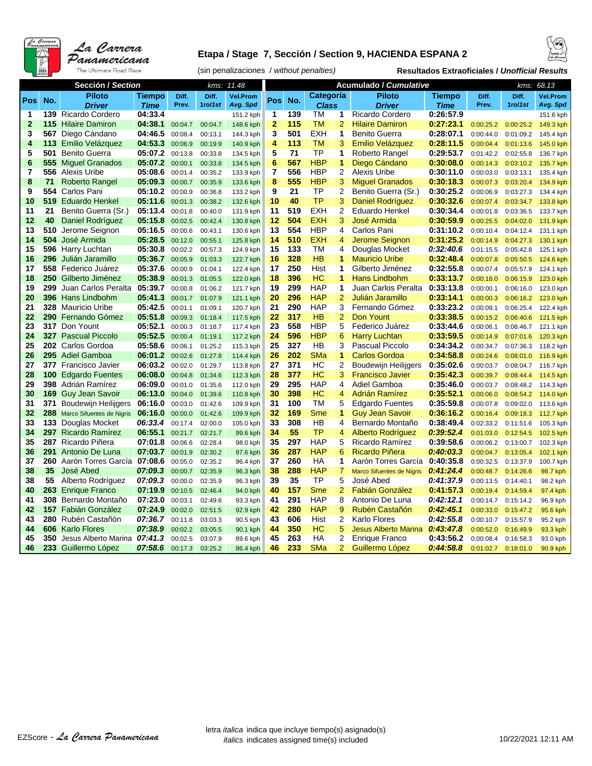# Etapa / Stage 7, Sección / Section 9, HACIENDA ESPANA 2

(sin penalizaciones / *without penalties*)

**Resultados Extraoficiales / *Unofficial Results***

| Sección / *Section* | | | | | | kms: 11.48 | Acumulado / *Cumulative* | | | | | | | | kms: 68.13 |
|---|---|---|---|---|---|---|---|---|---|---|---|---|---|---|---|
| **Pos** | **No.** | **Piloto *Driver*** | **Tiempo *Time*** | **Diff. Prev.** | **Diff. 1ro/*1st*** | **Vel.Prom *Avg. Spd*** | **Pos** | **No.** | **Categoría *Class*** | | **Piloto *Driver*** | **Tiempo *Time*** | **Diff. Prev.** | **Diff. 1ro/*1st*** | **Vel.Prom *Avg. Spd*** |
| 1 | 139 | Ricardo Cordero | 04:33.4 | | | 151.2 kph | 1 | 139 | TM | 1 | Ricardo Cordero | 0:26:57.9 | | | 151.6 kph |
| 2 | 115 | Hilaire Damiron | 04:38.1 | 00:04.7 | 00:04.7 | 148.6 kph | 2 | 115 | TM | 2 | Hilaire Damiron | 0:27:23.1 | 0:00:25.2 | 0:00:25.2 | 149.3 kph |
| 3 | 567 | Diego Cándano | 04:46.5 | 00:08.4 | 00:13.1 | 144.3 kph | 3 | 501 | EXH | 1 | Benito Guerra | 0:28:07.1 | 0:00:44.0 | 0:01:09.2 | 145.4 kph |
| 4 | 113 | Emilio Velázquez | 04:53.3 | 00:06.9 | 00:19.9 | 140.9 kph | 4 | 113 | TM | 3 | Emilio Velázquez | 0:28:11.5 | 0:00:04.4 | 0:01:13.6 | 145.0 kph |
| 5 | 501 | Benito Guerra | 05:07.2 | 00:13.8 | 00:33.8 | 134.5 kph | 5 | 71 | TP | 1 | Roberto Rangel | 0:29:53.7 | 0:01:42.2 | 0:02:55.8 | 136.7 kph |
| 6 | 555 | Miguel Granados | 05:07.2 | 00:00.1 | 00:33.8 | 134.5 kph | 6 | 567 | HBP | 1 | Diego Cándano | 0:30:08.0 | 0:00:14.3 | 0:03:10.2 | 135.7 kph |
| 7 | 556 | Alexis Uribe | 05:08.6 | 00:01.4 | 00:35.2 | 133.9 kph | 7 | 556 | HBP | 2 | Alexis Uribe | 0:30:11.0 | 0:00:03.0 | 0:03:13.1 | 135.4 kph |
| 8 | 71 | Roberto Rangel | 05:09.3 | 00:00.7 | 00:35.9 | 133.6 kph | 8 | 555 | HBP | 3 | Miguel Granados | 0:30:18.3 | 0:00:07.3 | 0:03:20.4 | 134.9 kph |
| 9 | 554 | Carlos Pani | 05:10.2 | 00:00.9 | 00:36.8 | 133.2 kph | 9 | 21 | TP | 2 | Benito Guerra (Sr.) | 0:30:25.2 | 0:00:06.9 | 0:03:27.3 | 134.4 kph |
| 10 | 519 | Eduardo Henkel | 05:11.6 | 00:01.3 | 00:38.2 | 132.6 kph | 10 | 40 | TP | 3 | Daniel Rodríguez | 0:30:32.6 | 0:00:07.4 | 0:03:34.7 | 133.8 kph |
| 11 | 21 | Benito Guerra (Sr.) | 05:13.4 | 00:01.8 | 00:40.0 | 131.9 kph | 11 | 519 | EXH | 2 | Eduardo Henkel | 0:30:34.4 | 0:00:01.8 | 0:03:36.5 | 133.7 kph |
| 12 | 40 | Daniel Rodríguez | 05:15.8 | 00:02.5 | 00:42.4 | 130.8 kph | 12 | 504 | EXH | 3 | José Armida | 0:30:59.9 | 0:00:25.5 | 0:04:02.0 | 131.9 kph |
| 13 | 510 | Jerome Seignon | 05:16.5 | 00:00.6 | 00:43.1 | 130.6 kph | 13 | 554 | HBP | 4 | Carlos Pani | 0:31:10.2 | 0:00:10.4 | 0:04:12.4 | 131.1 kph |
| 14 | 504 | José Armida | 05:28.5 | 00:12.0 | 00:55.1 | 125.8 kph | 14 | 510 | EXH | 4 | Jerome Seignon | 0:31:25.2 | 0:00:14.9 | 0:04:27.3 | 130.1 kph |
| 15 | 596 | Harry Luchtan | 05:30.8 | 00:02.2 | 00:57.3 | 124.9 kph | 15 | 133 | TM | 4 | Douglas Mocket | *0:32:40.6* | 0:01:15.5 | 0:05:42.8 | 125.1 kph |
| 16 | 296 | Julián Jaramillo | 05:36.7 | 00:05.9 | 01:03.3 | 122.7 kph | 16 | 328 | HB | 1 | Mauricio Uribe | 0:32:48.4 | 0:00:07.8 | 0:05:50.5 | 124.6 kph |
| 17 | 558 | Federico Juárez | 05:37.6 | 00:00.9 | 01:04.1 | 122.4 kph | 17 | 250 | Hist | 1 | Gilberto Jiménez | 0:32:55.8 | 0:00:07.4 | 0:05:57.9 | 124.1 kph |
| 18 | 250 | Gilberto Jiménez | 05:38.9 | 00:01.3 | 01:05.5 | 122.0 kph | 18 | 396 | HC | 1 | Hans Lindbohm | 0:33:13.7 | 0:00:18.0 | 0:06:15.9 | 123.0 kph |
| 19 | 299 | Juan Carlos Peralta | 05:39.7 | 00:00.8 | 01:06.2 | 121.7 kph | 19 | 299 | HAP | 1 | Juan Carlos Peralta | 0:33:13.8 | 0:00:00.1 | 0:06:16.0 | 123.0 kph |
| 20 | 396 | Hans Lindbohm | 05:41.3 | 00:01.7 | 01:07.9 | 121.1 kph | 20 | 296 | HAP | 2 | Julián Jaramillo | 0:33:14.1 | 0:00:00.3 | 0:06:16.2 | 123.0 kph |
| 21 | 328 | Mauricio Uribe | 05:42.5 | 00:01.1 | 01:09.1 | 120.7 kph | 21 | 290 | HAP | 3 | Fernando Gómez | 0:33:23.2 | 0:00:09.1 | 0:06:25.4 | 122.4 kph |
| 22 | 290 | Fernando Gómez | 05:51.8 | 00:09.3 | 01:18.4 | 117.5 kph | 22 | 317 | HB | 2 | Don Yount | 0:33:38.5 | 0:00:15.2 | 0:06:40.6 | 121.5 kph |
| 23 | 317 | Don Yount | 05:52.1 | 00:00.3 | 01:18.7 | 117.4 kph | 23 | 558 | HBP | 5 | Federico Juárez | 0:33:44.6 | 0:00:06.1 | 0:06:46.7 | 121.1 kph |
| 24 | 327 | Pascual Piccolo | 05:52.5 | 00:00.4 | 01:19.1 | 117.2 kph | 24 | 596 | HBP | 6 | Harry Luchtan | 0:33:59.5 | 0:00:14.9 | 0:07:01.6 | 120.3 kph |
| 25 | 202 | Carlos Gordoa | 05:58.6 | 00:06.1 | 01:25.2 | 115.3 kph | 25 | 327 | HB | 3 | Pascual Piccolo | 0:34:34.2 | 0:00:34.7 | 0:07:36.3 | 118.2 kph |
| 26 | 295 | Adiel Gamboa | 06:01.2 | 00:02.6 | 01:27.8 | 114.4 kph | 26 | 202 | SMa | 1 | Carlos Gordoa | 0:34:58.8 | 0:00:24.6 | 0:08:01.0 | 116.9 kph |
| 27 | 377 | Francisco Javier | 06:03.2 | 00:02.0 | 01:29.7 | 113.8 kph | 27 | 371 | HC | 2 | Boudewijn Heilijgers | 0:35:02.6 | 0:00:03.7 | 0:08:04.7 | 116.7 kph |
| 28 | 100 | Edgardo Fuentes | 06:08.0 | 00:04.8 | 01:34.6 | 112.3 kph | 28 | 377 | HC | 3 | Francisco Javier | 0:35:42.3 | 0:00:39.7 | 0:08:44.4 | 114.5 kph |
| 29 | 398 | Adrián Ramírez | 06:09.0 | 00:01.0 | 01:35.6 | 112.0 kph | 29 | 295 | HAP | 4 | Adiel Gamboa | 0:35:46.0 | 0:00:03.7 | 0:08:48.2 | 114.3 kph |
| 30 | 169 | Guy Jean Savoir | 06:13.0 | 00:04.0 | 01:39.6 | 110.8 kph | 30 | 398 | HC | 4 | Adrián Ramírez | 0:35:52.1 | 0:00:06.0 | 0:08:54.2 | 114.0 kph |
| 31 | 371 | Boudewijn Heilijgers | 06:16.0 | 00:03.0 | 01:42.6 | 109.9 kph | 31 | 100 | TM | 5 | Edgardo Fuentes | 0:35:59.8 | 0:00:07.8 | 0:09:02.0 | 113.6 kph |
| 32 | 288 | Marco Sifuentes de Nigris | 06:16.0 | 00:00.0 | 01:42.6 | 109.9 kph | 32 | 169 | Sme | 1 | Guy Jean Savoir | 0:36:16.2 | 0:00:16.4 | 0:09:18.3 | 112.7 kph |
| 33 | 133 | Douglas Mocket | *06:33.4* | 00:17.4 | 02:00.0 | 105.0 kph | 33 | 308 | HB | 4 | Bernardo Montaño | 0:38:49.4 | 0:02:33.2 | 0:11:51.6 | 105.3 kph |
| 34 | 297 | Ricardo Ramírez | 06:55.1 | 00:21.7 | 02:21.7 | 99.6 kph | 34 | 55 | TP | 4 | Alberto Rodríguez | *0:39:52.4* | 0:01:03.0 | 0:12:54.5 | 102.5 kph |
| 35 | 287 | Ricardo Piñera | 07:01.8 | 00:06.6 | 02:28.4 | 98.0 kph | 35 | 297 | HAP | 5 | Ricardo Ramírez | 0:39:58.6 | 0:00:06.2 | 0:13:00.7 | 102.3 kph |
| 36 | 291 | Antonio De Luna | 07:03.7 | 00:01.9 | 02:30.2 | 97.6 kph | 36 | 287 | HAP | 6 | Ricardo Piñera | *0:40:03.3* | 0:00:04.7 | 0:13:05.4 | 102.1 kph |
| 37 | 260 | Aarón Torres García | 07:08.6 | 00:05.0 | 02:35.2 | 96.4 kph | 37 | 260 | HA | 1 | Aarón Torres García | 0:40:35.8 | 0:00:32.5 | 0:13:37.9 | 100.7 kph |
| 38 | 35 | José Abed | *07:09.3* | 00:00.7 | 02:35.9 | 96.3 kph | 38 | 288 | HAP | 7 | Marco Sifuentes de Nigris | *0:41:24.4* | 0:00:48.7 | 0:14:26.6 | 98.7 kph |
| 38 | 55 | Alberto Rodríguez | *07:09.3* | 00:00.0 | 02:35.9 | 96.3 kph | 39 | 35 | TP | 5 | José Abed | *0:41:37.9* | 0:00:13.5 | 0:14:40.1 | 98.2 kph |
| 40 | 263 | Enrique Franco | 07:19.9 | 00:10.5 | 02:46.4 | 94.0 kph | 40 | 157 | Sme | 2 | Fabián González | *0:41:57.3* | 0:00:19.4 | 0:14:59.4 | 97.4 kph |
| 41 | 308 | Bernardo Montaño | 07:23.0 | 00:03.1 | 02:49.6 | 93.3 kph | 41 | 291 | HAP | 8 | Antonio De Luna | *0:42:12.1* | 0:00:14.7 | 0:15:14.2 | 96.9 kph |
| 42 | 157 | Fabián González | 07:24.9 | 00:02.0 | 02:51.5 | 92.9 kph | 42 | 280 | HAP | 9 | Rubén Castañón | *0:42:45.1* | 0:00:33.0 | 0:15:47.2 | 95.6 kph |
| 43 | 280 | Rubén Castañón | *07:36.7* | 00:11.8 | 03:03.3 | 90.5 kph | 43 | 606 | Hist | 2 | Karlo Flores | *0:42:55.8* | 0:00:10.7 | 0:15:57.9 | 95.2 kph |
| 44 | 606 | Karlo Flores | *07:38.9* | 00:02.2 | 03:05.5 | 90.1 kph | 44 | 350 | HC | 5 | Jesus Alberto Marina | *0:43:47.8* | 0:00:52.0 | 0:16:49.9 | 93.3 kph |
| 45 | 350 | Jesus Alberto Marina | *07:41.3* | 00:02.5 | 03:07.9 | 89.6 kph | 45 | 263 | HA | 2 | Enrique Franco | 0:43:56.2 | 0:00:08.4 | 0:16:58.3 | 93.0 kph |
| 46 | 233 | Guillermo López | *07:58.6* | 00:17.3 | 03:25.2 | 86.4 kph | 46 | 233 | SMa | 2 | Guillermo López | *0:44:58.8* | 0:01:02.7 | 0:18:01.0 | 90.9 kph |

letra *italica* indica que incluye tiempo(s) asignado(s)
*italics* indicates assigned time(s) included

EZScore - *La Carrera Panamericana* 10/22/2021 12:11 AM